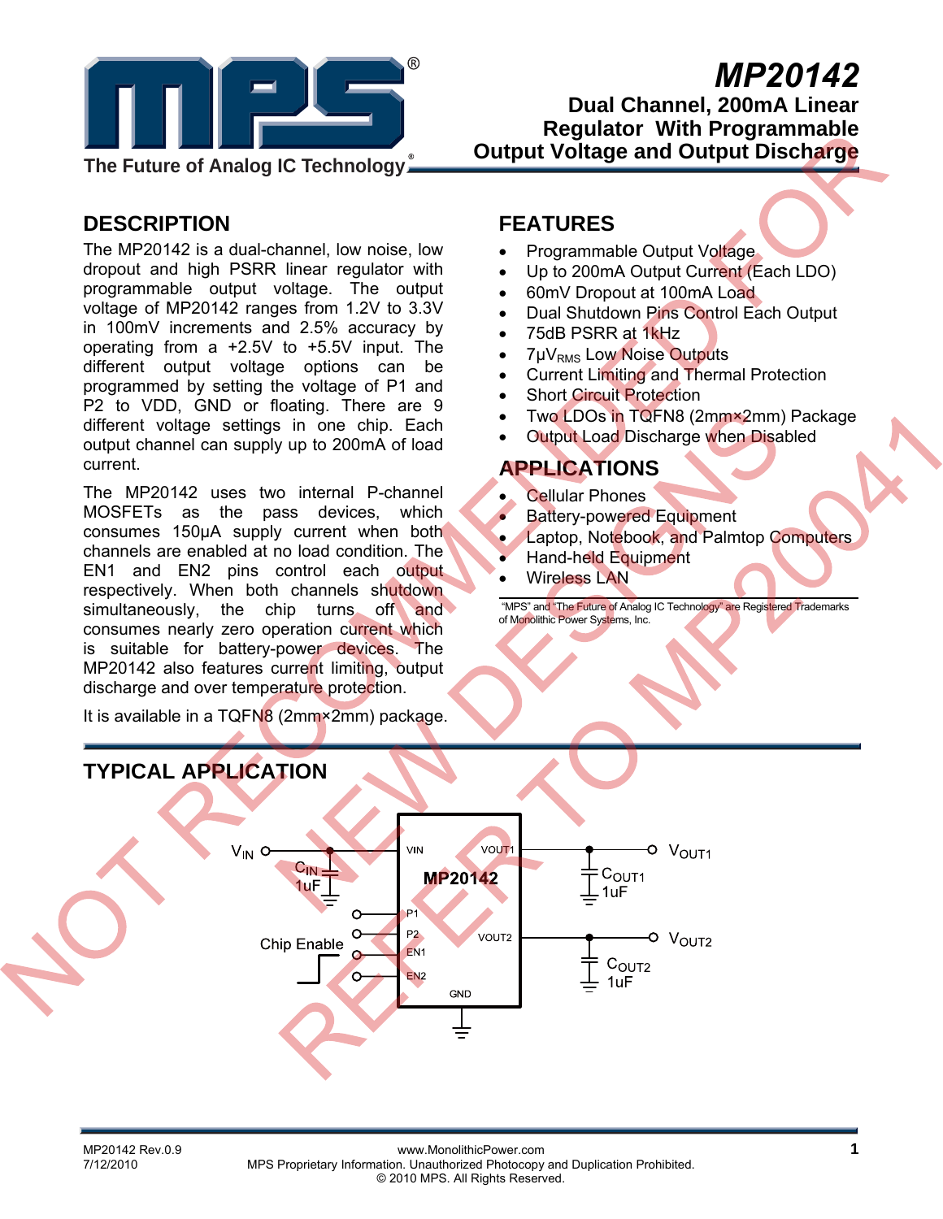# MP20142

## Dual Channel, 200mA Linear Regulator With Programmable Output Voltage and Output Discharge

The Future of Analog IC Technology

NOT RECOMMENDED FOR NEW DESIGNS REFER TO MP20041

## DESCRIPTION

The MP20142 is a dual-channel, low noise, low dropout and high PSRR linear regulator with programmable output voltage. The output voltage of MP20142 ranges from 1.2V to 3.3V in 100mV increments and 2.5% accuracy by operating from a +2.5V to +5.5V input. The different output voltage options can be programmed by setting the voltage of P1 and P2 to VDD, GND or floating. There are 9 different voltage settings in one chip. Each output channel can supply up to 200mA of load current.

The MP20142 uses two internal P-channel MOSFETs as the pass devices, which consumes 150μA supply current when both channels are enabled at no load condition. The EN1 and EN2 pins control each output respectively. When both channels shutdown simultaneously, the chip turns off and consumes nearly zero operation current which is suitable for battery-power devices. The MP20142 also features current limiting, output discharge and over temperature protection.

It is available in a TQFN8 (2mm×2mm) package.

## FEATURES

- Programmable Output Voltage
- Up to 200mA Output Current (Each LDO)
- 60mV Dropout at 100mA Load
- Dual Shutdown Pins Control Each Output
- 75dB PSRR at 1kHz
- 7μ$V_{RMS}$ Low Noise Outputs
- Current Limiting and Thermal Protection
- Short Circuit Protection
- Two LDOs in TQFN8 (2mm×2mm) Package
- Output Load Discharge when Disabled

## APPLICATIONS

- Cellular Phones
- Battery-powered Equipment
- Laptop, Notebook, and Palmtop Computers
- Hand-held Equipment
- Wireless LAN

"MPS" and "The Future of Analog IC Technology" are Registered Trademarks of Monolithic Power Systems, Inc.

## TYPICAL APPLICATION

$V_{IN}$ — VIN; $C_{IN}$ 1uF; P1; P2; Chip Enable — EN1, EN2; GND; MP20142; VOUT1 — $V_{OUT1}$, $C_{OUT1}$ 1uF; VOUT2 — $V_{OUT2}$, $C_{OUT2}$ 1uF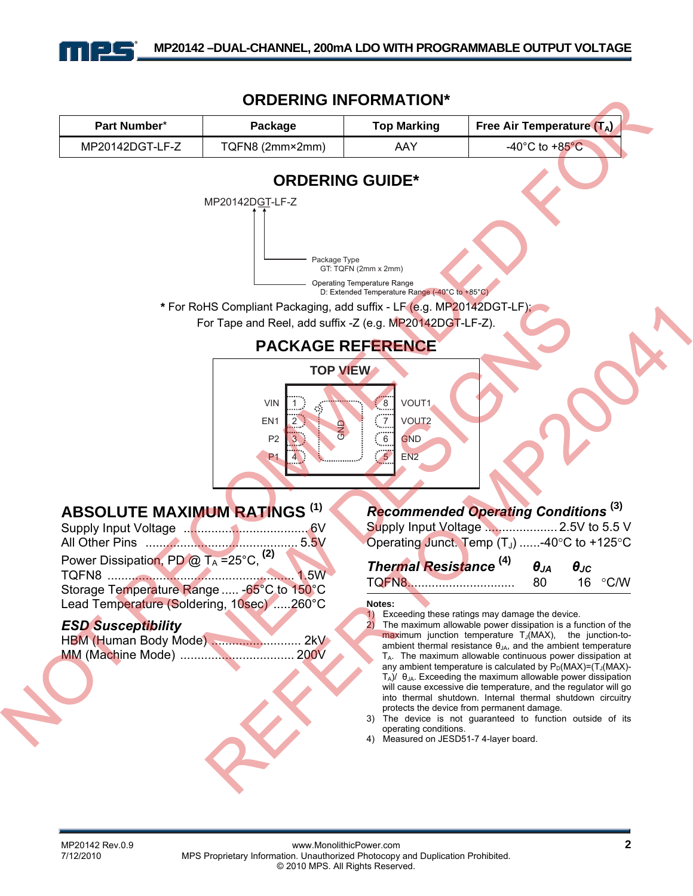## ORDERING INFORMATION*

| Part Number* | Package | Top Marking | Free Air Temperature ($T_A$) |
|---|---|---|---|
| MP20142DGT-LF-Z | TQFN8 (2mm×2mm) | AAY | -40°C to +85°C |

## ORDERING GUIDE*

MP20142DGT-LF-Z

Package Type
GT: TQFN (2mm x 2mm)

Operating Temperature Range
D: Extended Temperature Range (-40°C to +85°C)

**\*** For RoHS Compliant Packaging, add suffix - LF (e.g. MP20142DGT-LF);
For Tape and Reel, add suffix -Z (e.g. MP20142DGT-LF-Z).

## PACKAGE REFERENCE

TOP VIEW

| Pin | Name | | Pin | Name |
|---|---|---|---|---|
| 1 | VIN | | 8 | VOUT1 |
| 2 | EN1 | | 7 | VOUT2 |
| 3 | P2 | | 6 | GND |
| 4 | P1 | | 5 | EN2 |

Exposed pad: GND

## ABSOLUTE MAXIMUM RATINGS [(1)]

Supply Input Voltage .................................... 6V
All Other Pins ............................................ 5.5V
Power Dissipation, PD @ $T_A$ =25°C, [(2)]
TQFN8 ........................................................ 1.5W
Storage Temperature Range ..... -65°C to 150°C
Lead Temperature (Soldering, 10sec) .....260°C

### *ESD Susceptibility*

HBM (Human Body Mode) ........................... 2kV
MM (Machine Mode) ................................. 200V

### *Recommended Operating Conditions* [(3)]

Supply Input Voltage ..................... 2.5V to 5.5 V
Operating Junct. Temp ($T_J$) ......-40°C to +125°C

### *Thermal Resistance* [(4)]

| | $\theta_{JA}$ | $\theta_{JC}$ | |
|---|---|---|---|
| TQFN8 | 80 | 16 | °C/W |

**Notes:**

1) Exceeding these ratings may damage the device.
2) The maximum allowable power dissipation is a function of the maximum junction temperature $T_J$(MAX), the junction-to-ambient thermal resistance $\theta_{JA}$, and the ambient temperature $T_A$. The maximum allowable continuous power dissipation at any ambient temperature is calculated by $P_D(MAX)=(T_J(MAX)-T_A)/\theta_{JA}$. Exceeding the maximum allowable power dissipation will cause excessive die temperature, and the regulator will go into thermal shutdown. Internal thermal shutdown circuitry protects the device from permanent damage.
3) The device is not guaranteed to function outside of its operating conditions.
4) Measured on JESD51-7 4-layer board.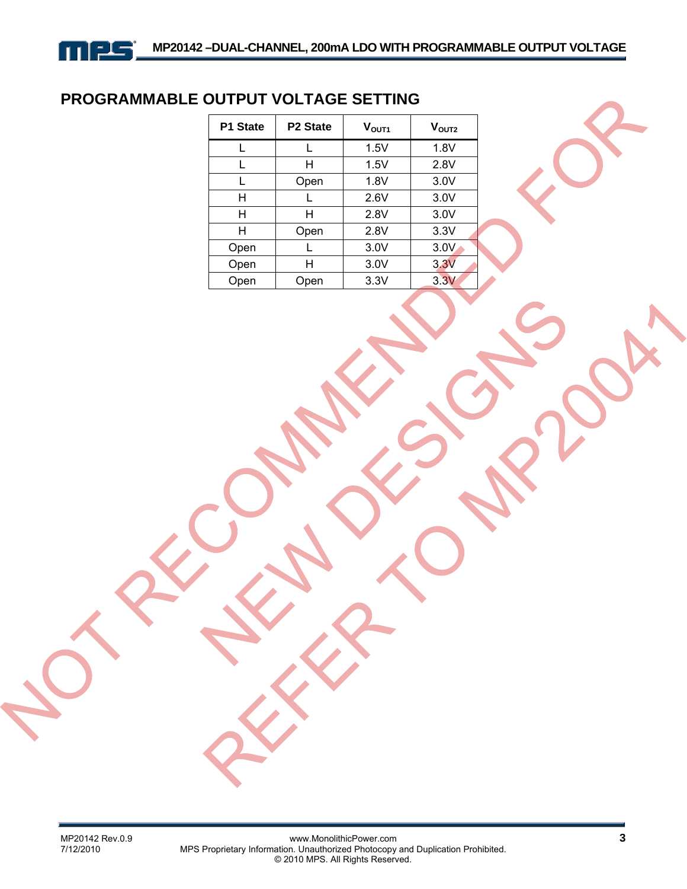## PROGRAMMABLE OUTPUT VOLTAGE SETTING

| P1 State | P2 State | $V_{OUT1}$ | $V_{OUT2}$ |
|---|---|---|---|
| L | L | 1.5V | 1.8V |
| L | H | 1.5V | 2.8V |
| L | Open | 1.8V | 3.0V |
| H | L | 2.6V | 3.0V |
| H | H | 2.8V | 3.0V |
| H | Open | 2.8V | 3.3V |
| Open | L | 3.0V | 3.0V |
| Open | H | 3.0V | 3.3V |
| Open | Open | 3.3V | 3.3V |

NOT RECOMMENDED FOR NEW DESIGNS REFER TO MP20041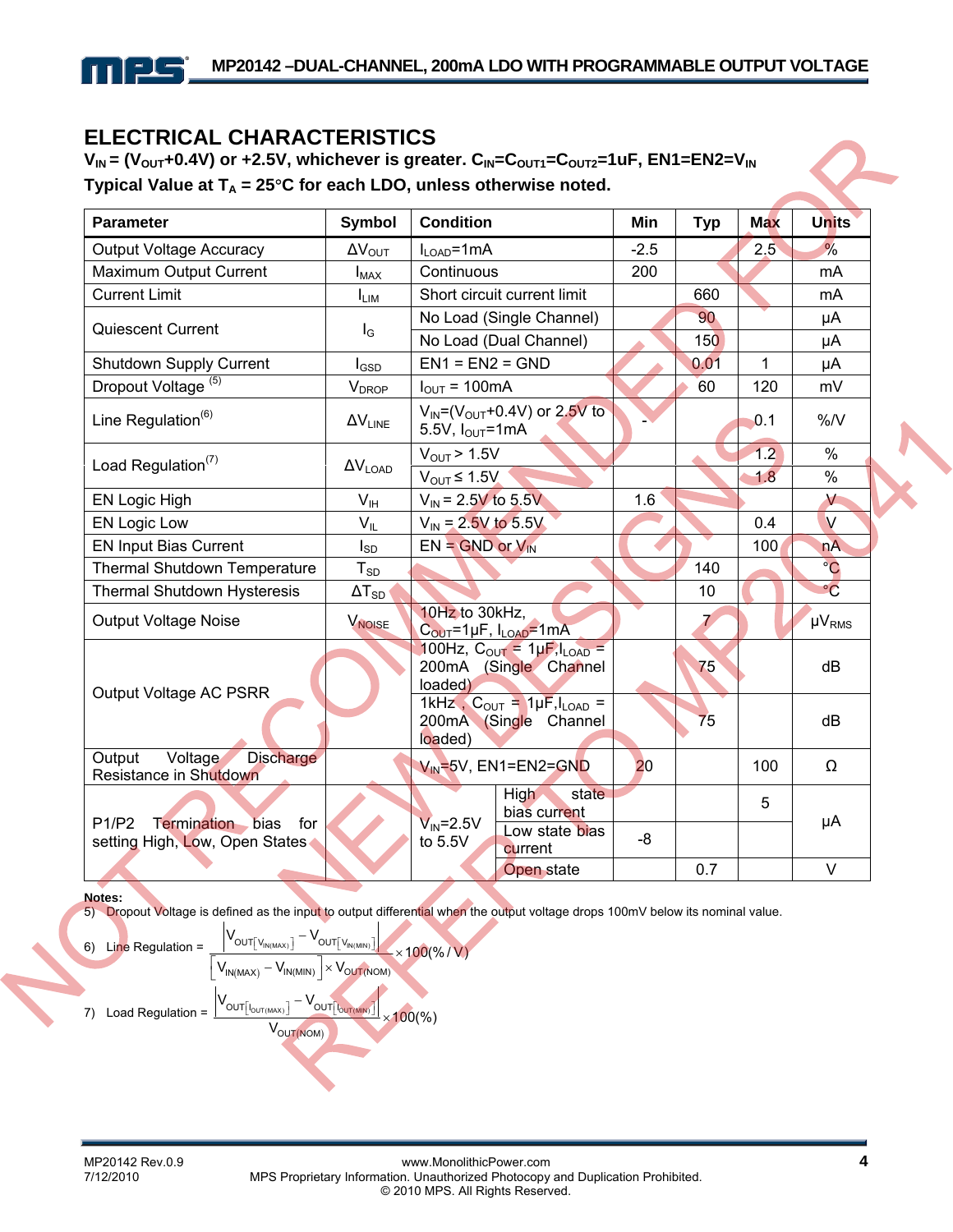## ELECTRICAL CHARACTERISTICS

**$V_{IN}$ = ($V_{OUT}$+0.4V) or +2.5V, whichever is greater. $C_{IN}$=$C_{OUT1}$=$C_{OUT2}$=1uF, EN1=EN2=$V_{IN}$**
**Typical Value at $T_A$ = 25°C for each LDO, unless otherwise noted.**

| Parameter | Symbol | Condition | | Min | Typ | Max | Units |
|---|---|---|---|---|---|---|---|
| Output Voltage Accuracy | $\Delta V_{OUT}$ | $I_{LOAD}$=1mA | | -2.5 | | 2.5 | % |
| Maximum Output Current | $I_{MAX}$ | Continuous | | 200 | | | mA |
| Current Limit | $I_{LIM}$ | Short circuit current limit | | | 660 | | mA |
| Quiescent Current | $I_G$ | No Load (Single Channel) | | | 90 | | μA |
| | | No Load (Dual Channel) | | | 150 | | μA |
| Shutdown Supply Current | $I_{GSD}$ | EN1 = EN2 = GND | | | 0.01 | 1 | μA |
| Dropout Voltage [5] | $V_{DROP}$ | $I_{OUT}$ = 100mA | | | 60 | 120 | mV |
| Line Regulation[6] | $\Delta V_{LINE}$ | $V_{IN}$=($V_{OUT}$+0.4V) or 2.5V to 5.5V, $I_{OUT}$=1mA | | - | | 0.1 | %/V |
| Load Regulation[7] | $\Delta V_{LOAD}$ | $V_{OUT}$ > 1.5V | | | | 1.2 | % |
| | | $V_{OUT}$ ≤ 1.5V | | | | 1.8 | % |
| EN Logic High | $V_{IH}$ | $V_{IN}$ = 2.5V to 5.5V | | 1.6 | | | V |
| EN Logic Low | $V_{IL}$ | $V_{IN}$ = 2.5V to 5.5V | | | | 0.4 | V |
| EN Input Bias Current | $I_{SD}$ | EN = GND or $V_{IN}$ | | | | 100 | nA |
| Thermal Shutdown Temperature | $T_{SD}$ | | | | 140 | | °C |
| Thermal Shutdown Hysteresis | $\Delta T_{SD}$ | | | | 10 | | °C |
| Output Voltage Noise | $V_{NOISE}$ | 10Hz to 30kHz, $C_{OUT}$=1μF, $I_{LOAD}$=1mA | | | 7 | | $\mu V_{RMS}$ |
| Output Voltage AC PSRR | | 100Hz, $C_{OUT}$ = 1μF, $I_{LOAD}$ = 200mA (Single Channel loaded) | | | 75 | | dB |
| | | 1kHz, $C_{OUT}$ = 1μF, $I_{LOAD}$ = 200mA (Single Channel loaded) | | | 75 | | dB |
| Output Voltage Discharge Resistance in Shutdown | | $V_{IN}$=5V, EN1=EN2=GND | | 20 | | 100 | Ω |
| P1/P2 Termination bias for setting High, Low, Open States | | $V_{IN}$=2.5V to 5.5V | High state bias current | | | 5 | μA |
| | | | Low state bias current | -8 | | | μA |
| | | | Open state | | 0.7 | | V |

**Notes:**

5) Dropout Voltage is defined as the input to output differential when the output voltage drops 100mV below its nominal value.

6) Line Regulation = $\dfrac{\left|V_{OUT[V_{IN(MAX)}]} - V_{OUT[V_{IN(MIN)}]}\right|}{\left[V_{IN(MAX)} - V_{IN(MIN)}\right] \times V_{OUT(NOM)}} \times 100(\%/V)$

7) Load Regulation = $\dfrac{\left|V_{OUT[I_{OUT(MAX)}]} - V_{OUT[I_{OUT(MIN)}]}\right|}{V_{OUT(NOM)}} \times 100(\%)$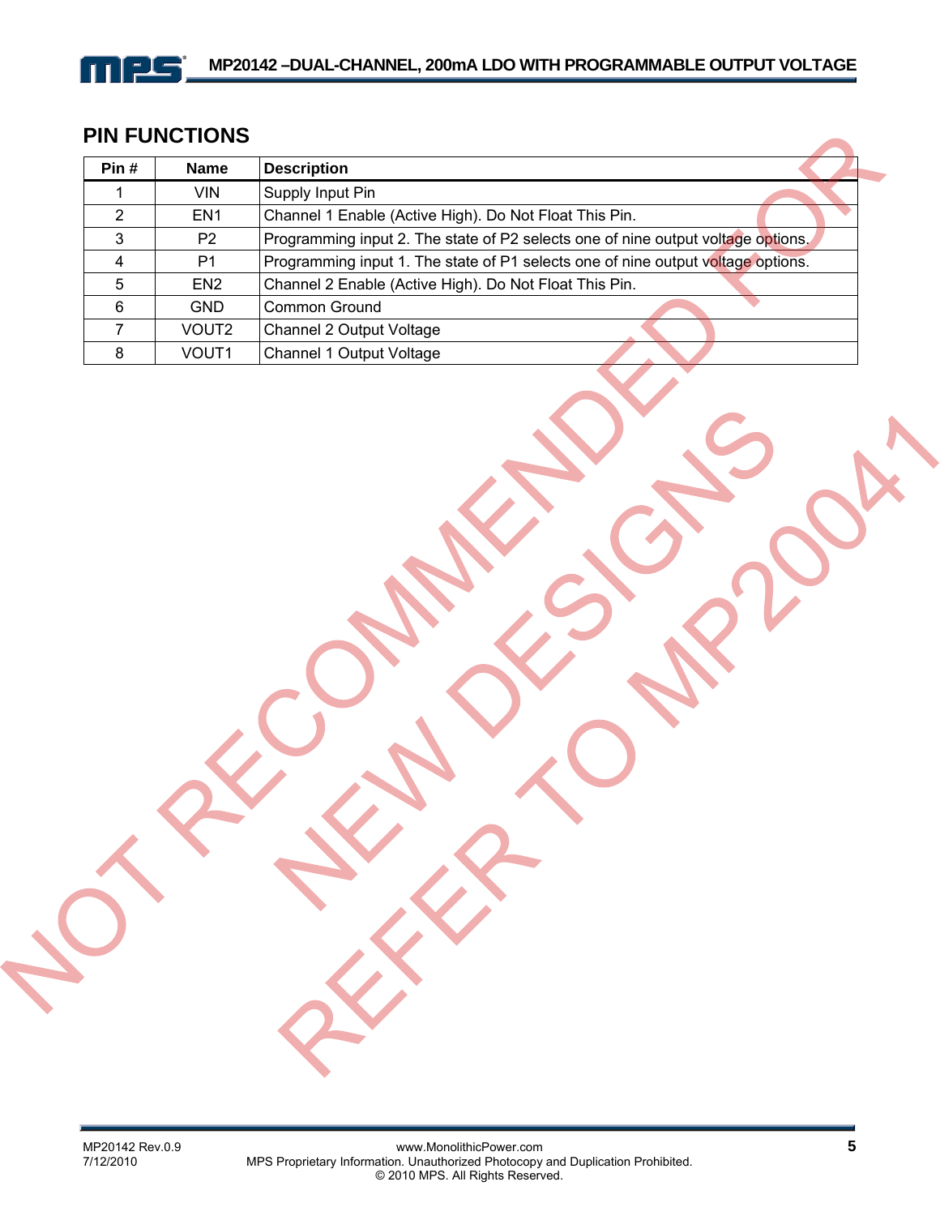## PIN FUNCTIONS

| Pin # | Name | Description |
|---|---|---|
| 1 | VIN | Supply Input Pin |
| 2 | EN1 | Channel 1 Enable (Active High). Do Not Float This Pin. |
| 3 | P2 | Programming input 2. The state of P2 selects one of nine output voltage options. |
| 4 | P1 | Programming input 1. The state of P1 selects one of nine output voltage options. |
| 5 | EN2 | Channel 2 Enable (Active High). Do Not Float This Pin. |
| 6 | GND | Common Ground |
| 7 | VOUT2 | Channel 2 Output Voltage |
| 8 | VOUT1 | Channel 1 Output Voltage |

NOT RECOMMENDED FOR NEW DESIGNS REFER TO MP20041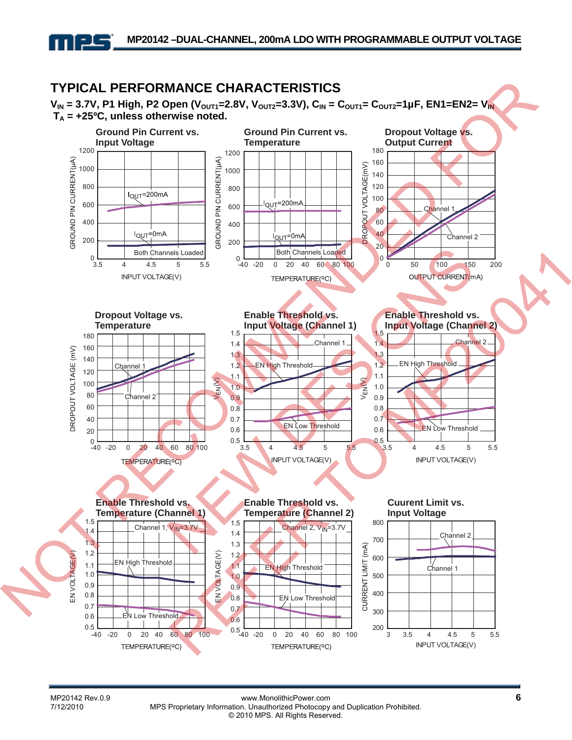## TYPICAL PERFORMANCE CHARACTERISTICS

**$V_{IN}$ = 3.7V, P1 High, P2 Open ($V_{OUT1}$=2.8V, $V_{OUT2}$=3.3V), $C_{IN}$ = $C_{OUT1}$= $C_{OUT2}$=1µF, EN1=EN2= $V_{IN}$**
**$T_A$ = +25ºC, unless otherwise noted.**

**Ground Pin Current vs. Input Voltage**

GROUND PIN CURRENT(µA) vs. INPUT VOLTAGE(V); $I_{OUT}$=200mA; $I_{OUT}$=0mA; Both Channels Loaded

**Ground Pin Current vs. Temperature**

GROUND PIN CURRENT(µA) vs. TEMPERATURE(ºC); $I_{OUT}$=200mA; $I_{OUT}$=0mA; Both Channels Loaded

**Dropout Voltage vs. Output Current**

DROPOUT VOLTAGE(mV) vs. OUTPUT CURRENT(mA); Channel 1; Channel 2

**Dropout Voltage vs. Temperature**

DROPOUT VOLTAGE (mV) vs. TEMPERATURE(ºC); Channel 1; Channel 2

**Enable Threshold vs. Input Voltage (Channel 1)**

$V_{EN}$(V) vs. INPUT VOLTAGE(V); Channel 1; EN High Threshold; EN Low Threshold

**Enable Threshold vs. Input Voltage (Channel 2)**

$V_{EN}$(V) vs. INPUT VOLTAGE(V); Channel 2; EN High Threshold; EN Low Threshold

**Enable Threshold vs. Temperature (Channel 1)**

EN VOLTAGE(V) vs. TEMPERATURE(ºC); Channel 1, $V_{IN}$=3.7V; EN High Threshold; EN Low Threshold

**Enable Threshold vs. Temperature (Channel 2)**

EN VOLTAGE(V) vs. TEMPERATURE(ºC); Channel 2, $V_{IN}$=3.7V; EN High Threshold; EN Low Threshold

**Cuurent Limit vs. Input Voltage**

CURRENT LIMIT (mA) vs. INPUT VOLTAGE(V); Channel 2; Channel 1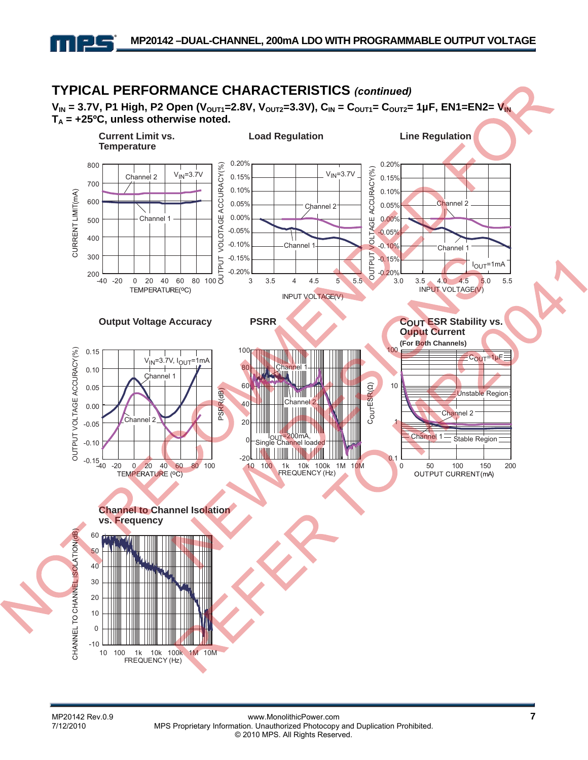## TYPICAL PERFORMANCE CHARACTERISTICS *(continued)*

**$V_{IN}$ = 3.7V, P1 High, P2 Open ($V_{OUT1}$=2.8V, $V_{OUT2}$=3.3V), $C_{IN}$ = $C_{OUT1}$= $C_{OUT2}$= 1μF, EN1=EN2= $V_{IN}$**
**$T_A$ = +25ºC, unless otherwise noted.**

**Current Limit vs. Temperature**

**Load Regulation**

**Line Regulation**

**Output Voltage Accuracy**

**PSRR**

**$C_{OUT}$ ESR Stability vs. Ouput Current**
**(For Both Channels)**

**Channel to Channel Isolation vs. Frequency**

NOT RECOMMENDED FOR NEW DESIGNS REFER TO MP20041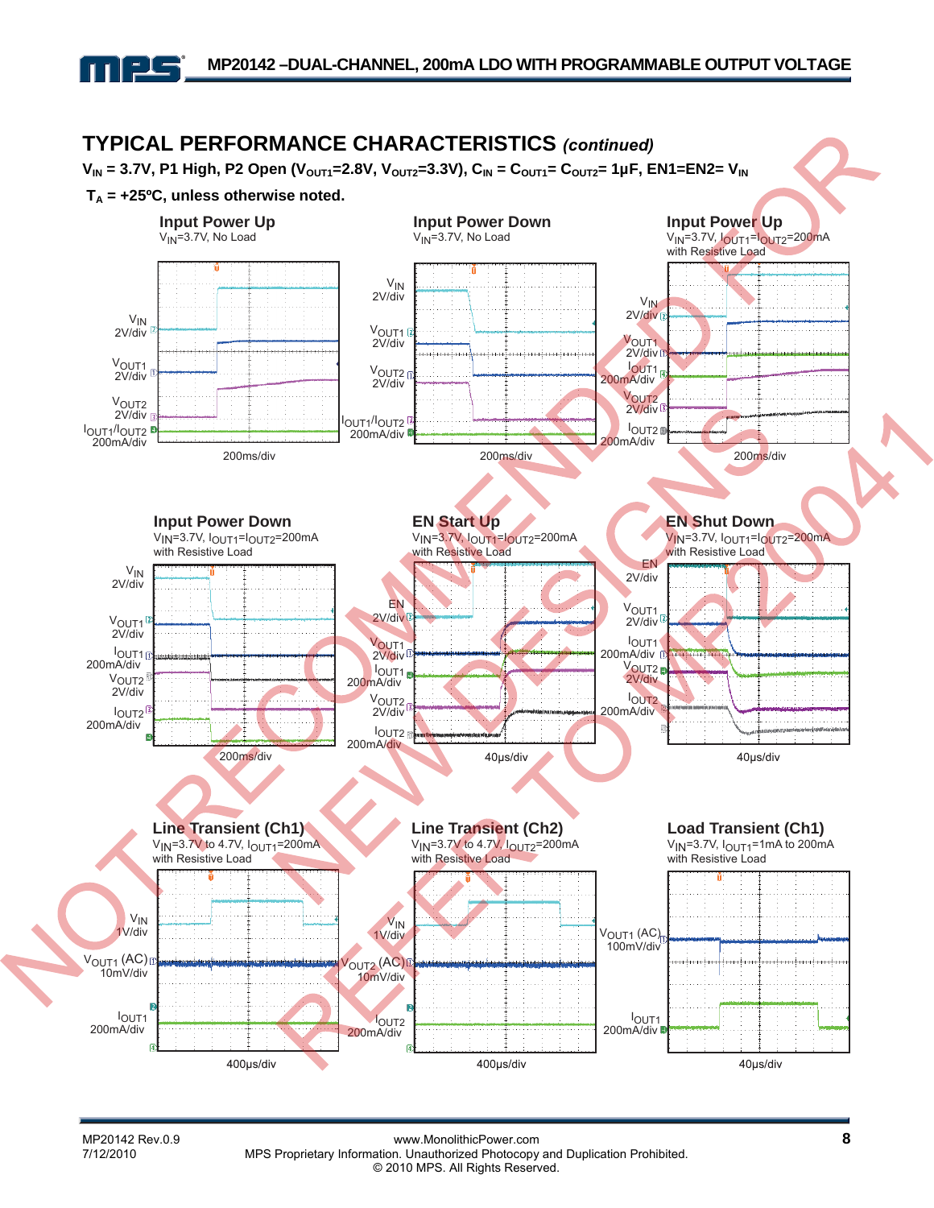## TYPICAL PERFORMANCE CHARACTERISTICS *(continued)*

**$V_{IN}$ = 3.7V, P1 High, P2 Open ($V_{OUT1}$=2.8V, $V_{OUT2}$=3.3V), $C_{IN}$ = $C_{OUT1}$= $C_{OUT2}$= 1µF, EN1=EN2= $V_{IN}$**

**$T_A$ = +25ºC, unless otherwise noted.**

**Input Power Up**
$V_{IN}$=3.7V, No Load

$V_{IN}$ 2V/div, $V_{OUT1}$ 2V/div, $V_{OUT2}$ 2V/div, $I_{OUT1}/I_{OUT2}$ 200mA/div, 200ms/div

**Input Power Down**
$V_{IN}$=3.7V, No Load

$V_{IN}$ 2V/div, $V_{OUT1}$ 2V/div, $V_{OUT2}$ 2V/div, $I_{OUT1}/I_{OUT2}$ 200mA/div, 200ms/div

**Input Power Up**
$V_{IN}$=3.7V, $I_{OUT1}$=$I_{OUT2}$=200mA with Resistive Load

$V_{IN}$ 2V/div, $V_{OUT1}$ 2V/div, $I_{OUT1}$ 200mA/div, $V_{OUT2}$ 2V/div, $I_{OUT2}$ 200mA/div, 200ms/div

**Input Power Down**
$V_{IN}$=3.7V, $I_{OUT1}$=$I_{OUT2}$=200mA with Resistive Load

$V_{IN}$ 2V/div, $V_{OUT1}$ 2V/div, $I_{OUT1}$ 200mA/div, $V_{OUT2}$ 2V/div, $I_{OUT2}$ 200mA/div, 200ms/div

**EN Start Up**
$V_{IN}$=3.7V, $I_{OUT1}$=$I_{OUT2}$=200mA with Resistive Load

EN 2V/div, $V_{OUT1}$ 2V/div, $I_{OUT1}$ 200mA/div, $V_{OUT2}$ 2V/div, $I_{OUT2}$ 200mA/div, 40µs/div

**EN Shut Down**
$V_{IN}$=3.7V, $I_{OUT1}$=$I_{OUT2}$=200mA with Resistive Load

EN 2V/div, $V_{OUT1}$ 2V/div, $I_{OUT1}$ 200mA/div, $V_{OUT2}$ 2V/div, $I_{OUT2}$ 200mA/div, 40µs/div

**Line Transient (Ch1)**
$V_{IN}$=3.7V to 4.7V, $I_{OUT1}$=200mA with Resistive Load

$V_{IN}$ 1V/div, $V_{OUT1}$ (AC) 10mV/div, $I_{OUT1}$ 200mA/div, 400µs/div

**Line Transient (Ch2)**
$V_{IN}$=3.7V to 4.7V, $I_{OUT2}$=200mA with Resistive Load

$V_{IN}$ 1V/div, $V_{OUT2}$ (AC) 10mV/div, $I_{OUT2}$ 200mA/div, 400µs/div

**Load Transient (Ch1)**
$V_{IN}$=3.7V, $I_{OUT1}$=1mA to 200mA with Resistive Load

$V_{OUT1}$ (AC) 100mV/div, $I_{OUT1}$ 200mA/div, 40µs/div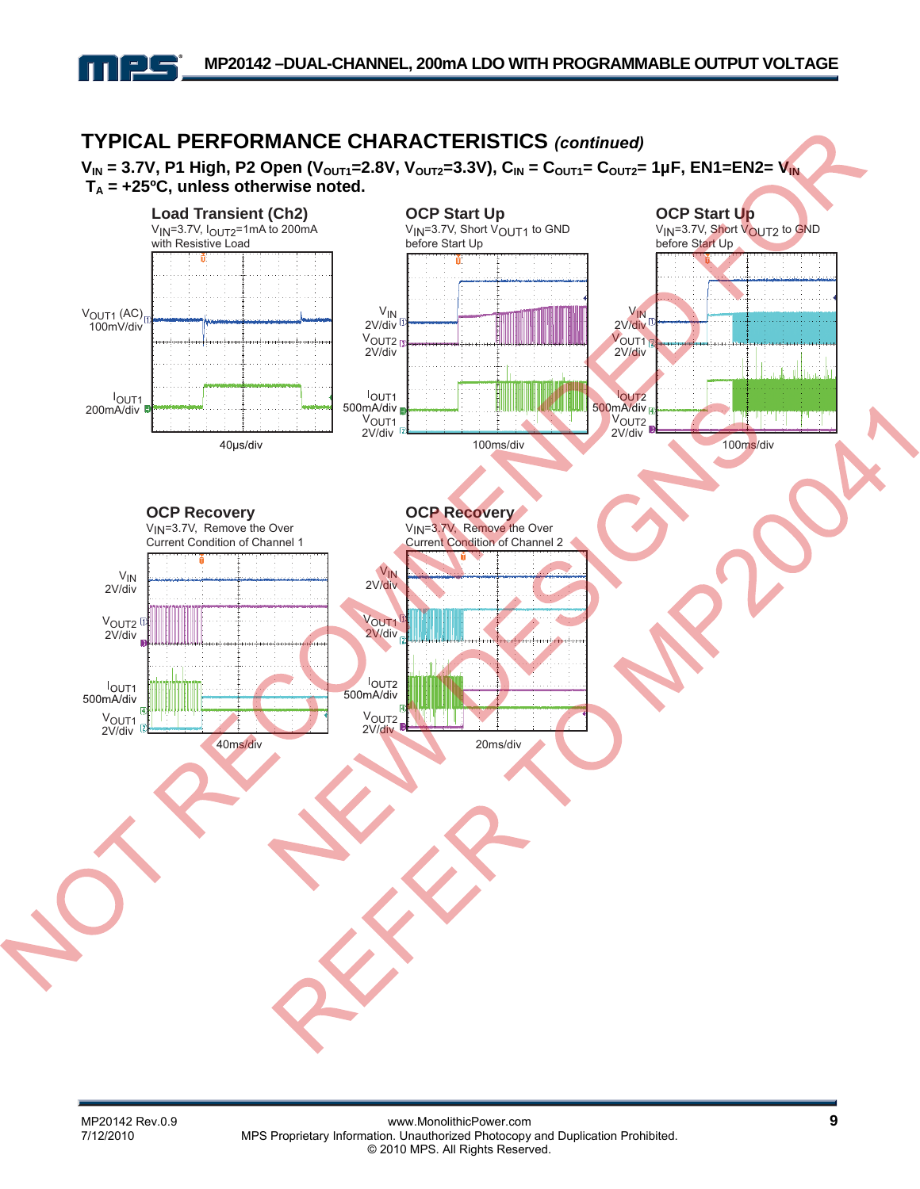## TYPICAL PERFORMANCE CHARACTERISTICS *(continued)*

**$V_{IN}$ = 3.7V, P1 High, P2 Open ($V_{OUT1}$=2.8V, $V_{OUT2}$=3.3V), $C_{IN}$ = $C_{OUT1}$= $C_{OUT2}$= 1µF, EN1=EN2= $V_{IN}$**
**$T_A$ = +25ºC, unless otherwise noted.**

**Load Transient (Ch2)**
$V_{IN}$=3.7V, $I_{OUT2}$=1mA to 200mA with Resistive Load

$V_{OUT1}$ (AC) 100mV/div
$I_{OUT1}$ 200mA/div
40µs/div

**OCP Start Up**
$V_{IN}$=3.7V, Short $V_{OUT1}$ to GND before Start Up

$V_{IN}$ 2V/div
$V_{OUT2}$ 2V/div
$I_{OUT1}$ 500mA/div
$V_{OUT1}$ 2V/div
100ms/div

**OCP Start Up**
$V_{IN}$=3.7V, Short $V_{OUT2}$ to GND before Start Up

$V_{IN}$ 2V/div
$V_{OUT1}$ 2V/div
$I_{OUT2}$ 500mA/div
$V_{OUT2}$ 2V/div
100ms/div

**OCP Recovery**
$V_{IN}$=3.7V, Remove the Over Current Condition of Channel 1

$V_{IN}$ 2V/div
$V_{OUT2}$ 2V/div
$I_{OUT1}$ 500mA/div
$V_{OUT1}$ 2V/div
40ms/div

**OCP Recovery**
$V_{IN}$=3.7V, Remove the Over Current Condition of Channel 2

$V_{IN}$ 2V/div
$V_{OUT1}$ 2V/div
$I_{OUT2}$ 500mA/div
$V_{OUT2}$ 2V/div
20ms/div

NOT RECOMMENDED FOR NEW DESIGNS REFER TO MP20041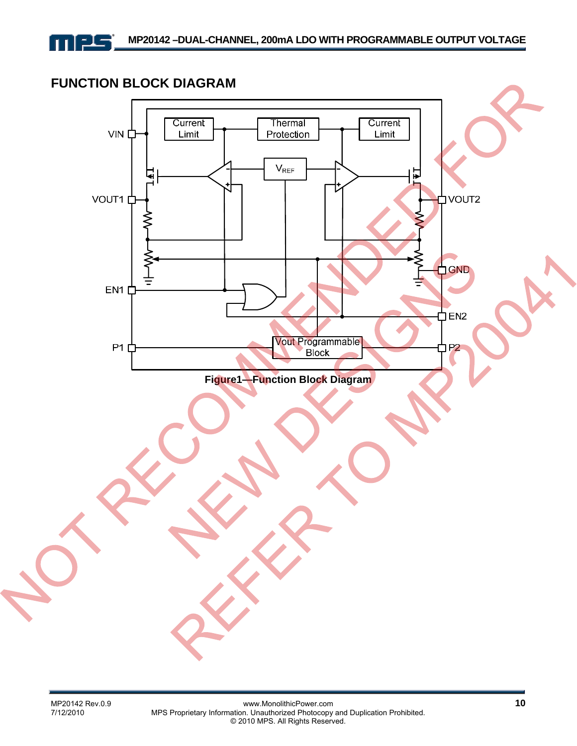## FUNCTION BLOCK DIAGRAM

**Figure1—Function Block Diagram**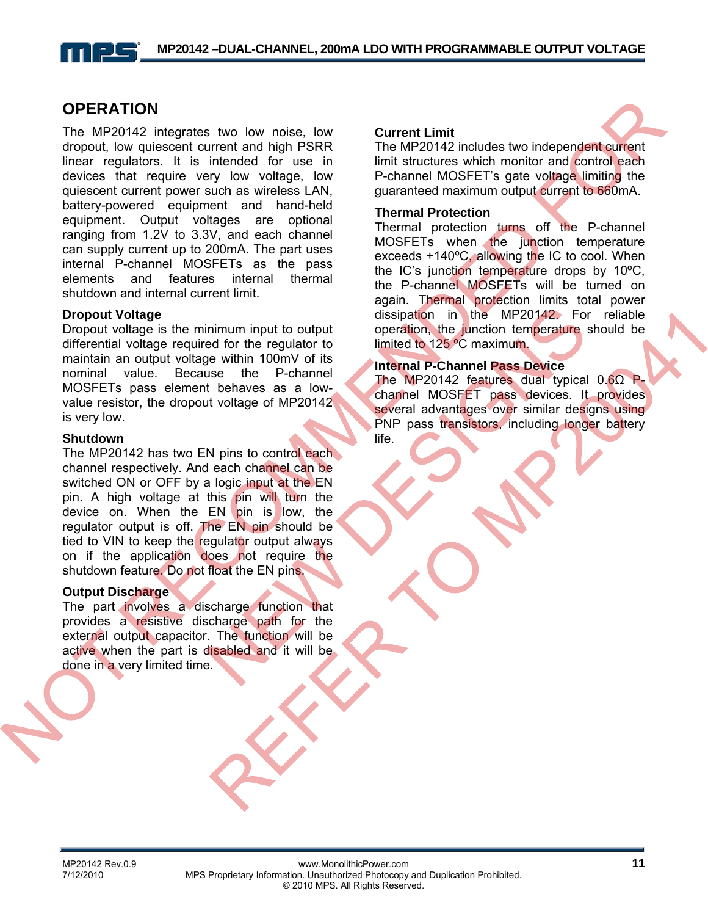## OPERATION

The MP20142 integrates two low noise, low dropout, low quiescent current and high PSRR linear regulators. It is intended for use in devices that require very low voltage, low quiescent current power such as wireless LAN, battery-powered equipment and hand-held equipment. Output voltages are optional ranging from 1.2V to 3.3V, and each channel can supply current up to 200mA. The part uses internal P-channel MOSFETs as the pass elements and features internal thermal shutdown and internal current limit.

### Dropout Voltage

Dropout voltage is the minimum input to output differential voltage required for the regulator to maintain an output voltage within 100mV of its nominal value. Because the P-channel MOSFETs pass element behaves as a low-value resistor, the dropout voltage of MP20142 is very low.

### Shutdown

The MP20142 has two EN pins to control each channel respectively. And each channel can be switched ON or OFF by a logic input at the EN pin. A high voltage at this pin will turn the device on. When the EN pin is low, the regulator output is off. The EN pin should be tied to VIN to keep the regulator output always on if the application does not require the shutdown feature. Do not float the EN pins.

### Output Discharge

The part involves a discharge function that provides a resistive discharge path for the external output capacitor. The function will be active when the part is disabled and it will be done in a very limited time.

### Current Limit

The MP20142 includes two independent current limit structures which monitor and control each P-channel MOSFET's gate voltage limiting the guaranteed maximum output current to 660mA.

### Thermal Protection

Thermal protection turns off the P-channel MOSFETs when the junction temperature exceeds +140ºC, allowing the IC to cool. When the IC's junction temperature drops by 10ºC, the P-channel MOSFETs will be turned on again. Thermal protection limits total power dissipation in the MP20142. For reliable operation, the junction temperature should be limited to 125 ºC maximum.

### Internal P-Channel Pass Device

The MP20142 features dual typical 0.6Ω P-channel MOSFET pass devices. It provides several advantages over similar designs using PNP pass transistors, including longer battery life.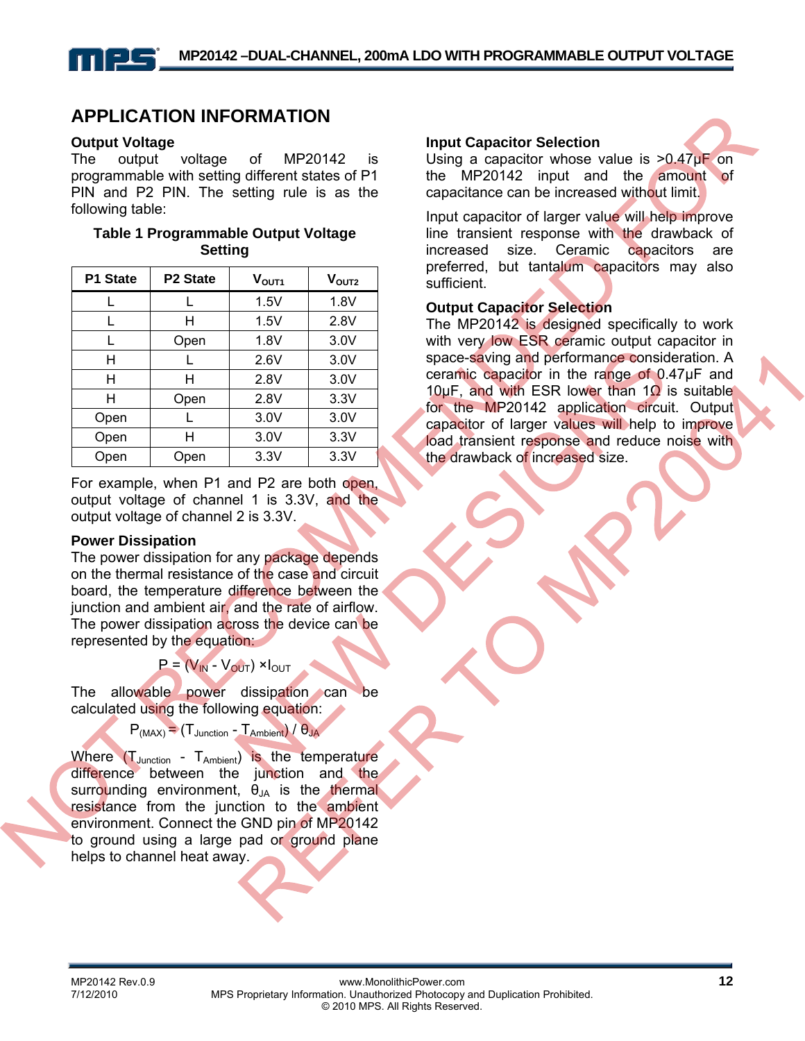## APPLICATION INFORMATION

### Output Voltage

The output voltage of MP20142 is programmable with setting different states of P1 PIN and P2 PIN. The setting rule is as the following table:

**Table 1 Programmable Output Voltage Setting**

| P1 State | P2 State | $V_{OUT1}$ | $V_{OUT2}$ |
|---|---|---|---|
| L | L | 1.5V | 1.8V |
| L | H | 1.5V | 2.8V |
| L | Open | 1.8V | 3.0V |
| H | L | 2.6V | 3.0V |
| H | H | 2.8V | 3.0V |
| H | Open | 2.8V | 3.3V |
| Open | L | 3.0V | 3.0V |
| Open | H | 3.0V | 3.3V |
| Open | Open | 3.3V | 3.3V |

For example, when P1 and P2 are both open, output voltage of channel 1 is 3.3V, and the output voltage of channel 2 is 3.3V.

### Power Dissipation

The power dissipation for any package depends on the thermal resistance of the case and circuit board, the temperature difference between the junction and ambient air, and the rate of airflow. The power dissipation across the device can be represented by the equation:

$$P = (V_{IN} - V_{OUT}) \times I_{OUT}$$

The allowable power dissipation can be calculated using the following equation:

$$P_{(MAX)} = (T_{Junction} - T_{Ambient}) / \theta_{JA}$$

Where ($T_{Junction}$ - $T_{Ambient}$) is the temperature difference between the junction and the surrounding environment, $\theta_{JA}$ is the thermal resistance from the junction to the ambient environment. Connect the GND pin of MP20142 to ground using a large pad or ground plane helps to channel heat away.

### Input Capacitor Selection

Using a capacitor whose value is >0.47μF on the MP20142 input and the amount of capacitance can be increased without limit.

Input capacitor of larger value will help improve line transient response with the drawback of increased size. Ceramic capacitors are preferred, but tantalum capacitors may also sufficient.

### Output Capacitor Selection

The MP20142 is designed specifically to work with very low ESR ceramic output capacitor in space-saving and performance consideration. A ceramic capacitor in the range of 0.47μF and 10μF, and with ESR lower than 1Ω is suitable for the MP20142 application circuit. Output capacitor of larger values will help to improve load transient response and reduce noise with the drawback of increased size.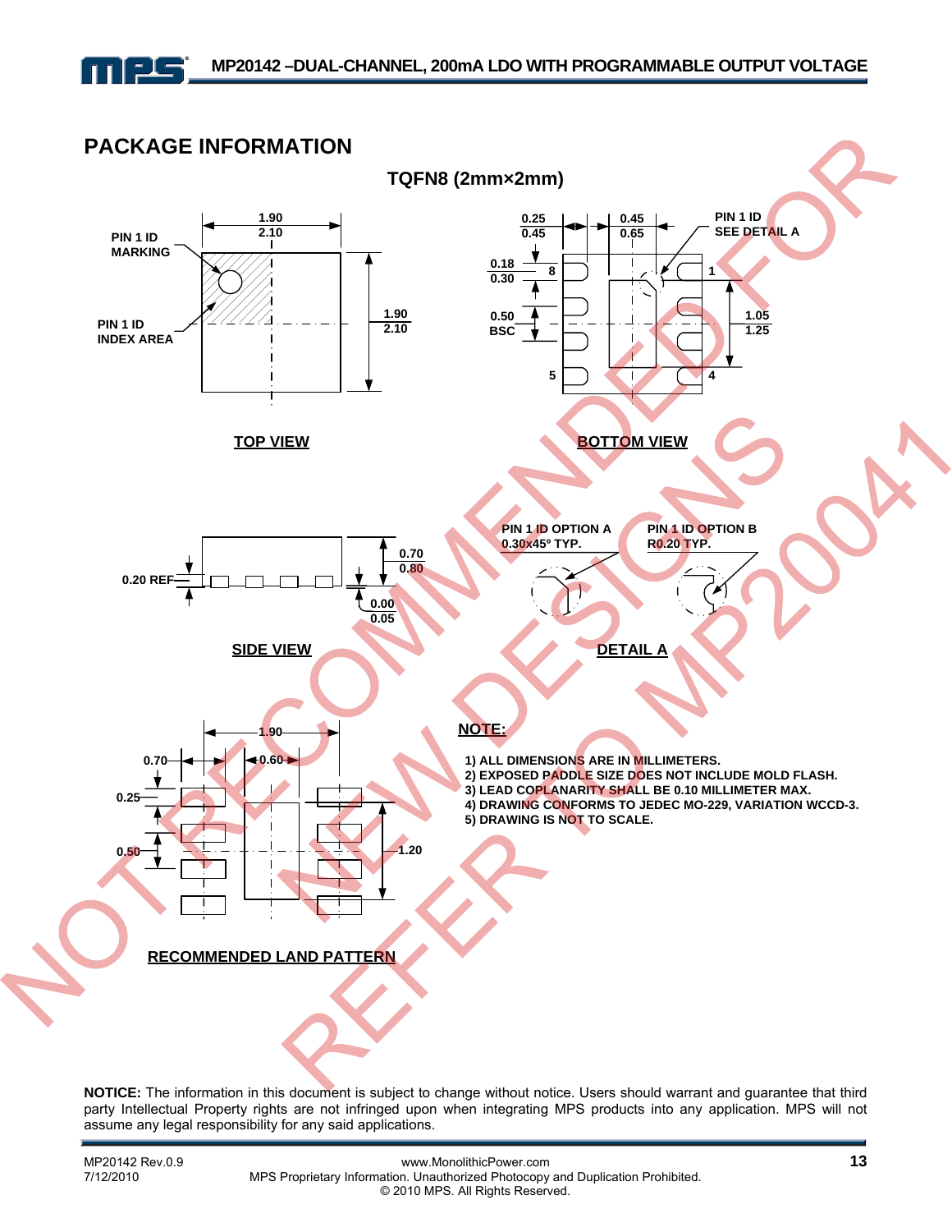## PACKAGE INFORMATION

### TQFN8 (2mm×2mm)

PIN 1 ID MARKING

PIN 1 ID INDEX AREA

1.90
2.10

1.90
2.10

TOP VIEW

0.25
0.45

0.45
0.65

PIN 1 ID
SEE DETAIL A

0.18
0.30

0.50
BSC

1.05
1.25

8 1 5 4

BOTTOM VIEW

0.20 REF

0.70
0.80

0.00
0.05

SIDE VIEW

PIN 1 ID OPTION A
0.30x45º TYP.

PIN 1 ID OPTION B
R0.20 TYP.

DETAIL A

1.90

0.70

0.60

0.25

0.50

1.20

RECOMMENDED LAND PATTERN

NOTE:

1) ALL DIMENSIONS ARE IN MILLIMETERS.
2) EXPOSED PADDLE SIZE DOES NOT INCLUDE MOLD FLASH.
3) LEAD COPLANARITY SHALL BE 0.10 MILLIMETER MAX.
4) DRAWING CONFORMS TO JEDEC MO-229, VARIATION WCCD-3.
5) DRAWING IS NOT TO SCALE.

NOT RECOMMENDED FOR NEW DESIGNS REFER TO MP20041

**NOTICE:** The information in this document is subject to change without notice. Users should warrant and guarantee that third party Intellectual Property rights are not infringed upon when integrating MPS products into any application. MPS will not assume any legal responsibility for any said applications.